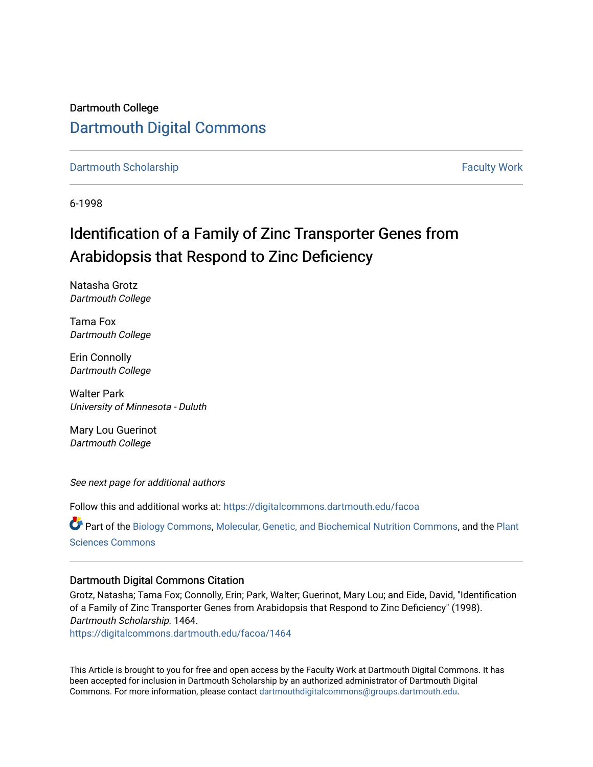Dartmouth College

# Dartmouth Digital Commons

Dartmouth Scholarship

Faculty Work

6-1998

## Identification of a Family of Zinc Transporter Genes from Arabidopsis that Respond to Zinc Deficiency

Natasha Grotz
*Dartmouth College*

Tama Fox
*Dartmouth College*

Erin Connolly
*Dartmouth College*

Walter Park
*University of Minnesota - Duluth*

Mary Lou Guerinot
*Dartmouth College*

*See next page for additional authors*

Follow this and additional works at: https://digitalcommons.dartmouth.edu/facoa

Part of the Biology Commons, Molecular, Genetic, and Biochemical Nutrition Commons, and the Plant Sciences Commons

### Dartmouth Digital Commons Citation

Grotz, Natasha; Tama Fox; Connolly, Erin; Park, Walter; Guerinot, Mary Lou; and Eide, David, "Identification of a Family of Zinc Transporter Genes from Arabidopsis that Respond to Zinc Deficiency" (1998). *Dartmouth Scholarship.* 1464.
https://digitalcommons.dartmouth.edu/facoa/1464

This Article is brought to you for free and open access by the Faculty Work at Dartmouth Digital Commons. It has been accepted for inclusion in Dartmouth Scholarship by an authorized administrator of Dartmouth Digital Commons. For more information, please contact dartmouthdigitalcommons@groups.dartmouth.edu.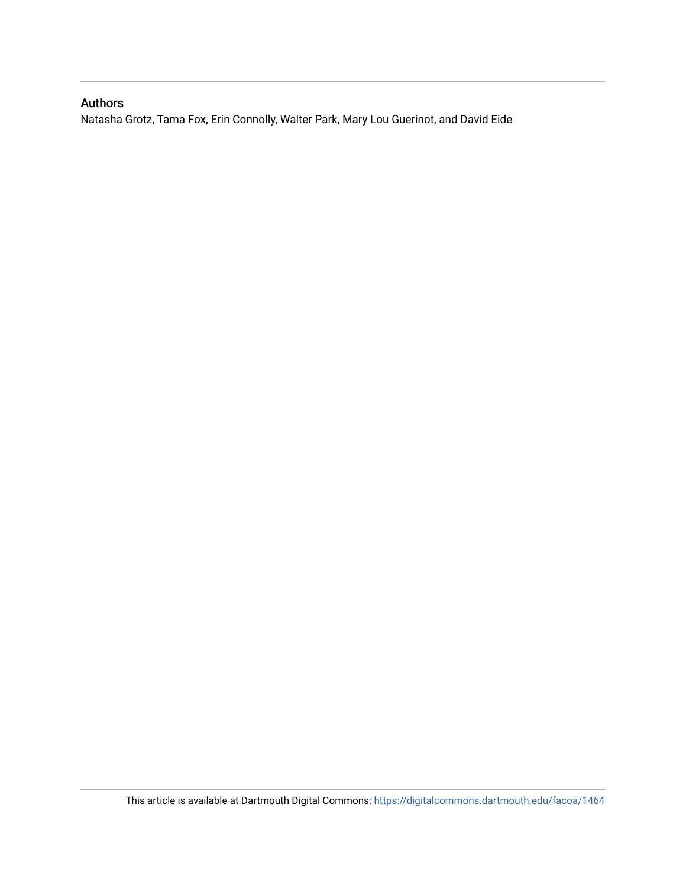## Authors

Natasha Grotz, Tama Fox, Erin Connolly, Walter Park, Mary Lou Guerinot, and David Eide

This article is available at Dartmouth Digital Commons: https://digitalcommons.dartmouth.edu/facoa/1464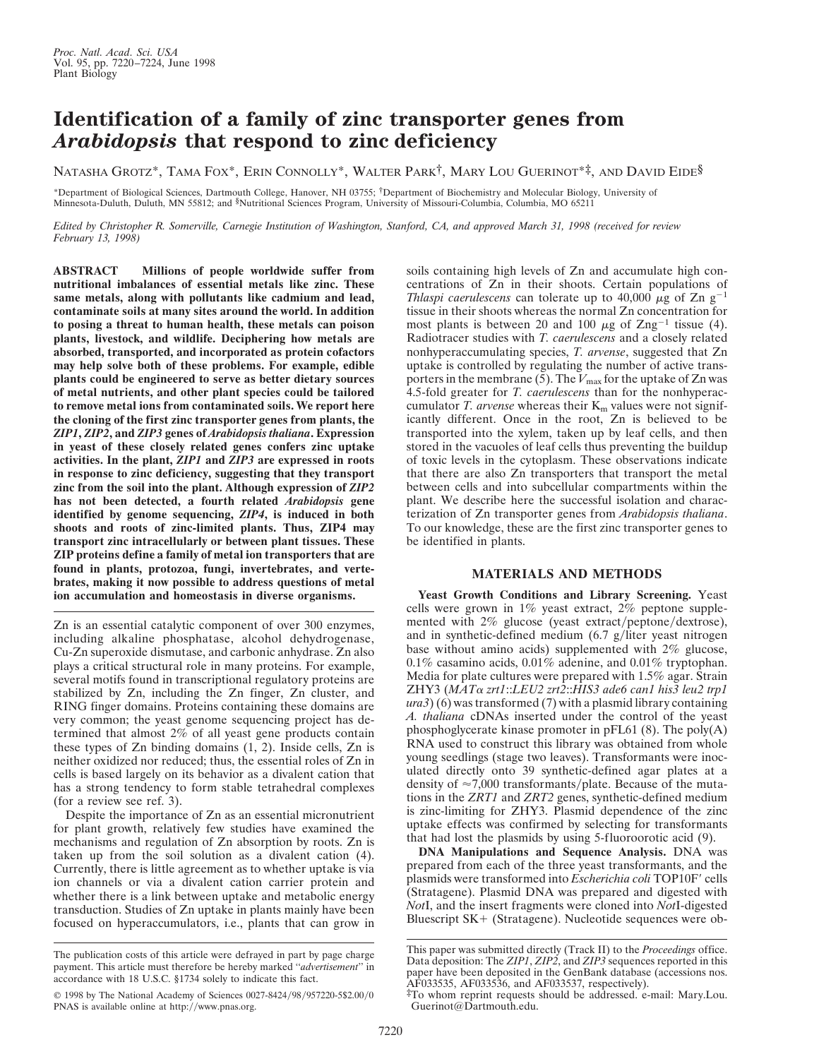# Identification of a family of zinc transporter genes from *Arabidopsis* that respond to zinc deficiency

Natasha Grotz*, Tama Fox*, Erin Connolly*, Walter Park†, Mary Lou Guerinot*‡, and David Eide§

*Department of Biological Sciences, Dartmouth College, Hanover, NH 03755; †Department of Biochemistry and Molecular Biology, University of Minnesota-Duluth, Duluth, MN 55812; and §Nutritional Sciences Program, University of Missouri-Columbia, Columbia, MO 65211

*Edited by Christopher R. Somerville, Carnegie Institution of Washington, Stanford, CA, and approved March 31, 1998 (received for review February 13, 1998)*

**ABSTRACT Millions of people worldwide suffer from nutritional imbalances of essential metals like zinc. These same metals, along with pollutants like cadmium and lead, contaminate soils at many sites around the world. In addition to posing a threat to human health, these metals can poison plants, livestock, and wildlife. Deciphering how metals are absorbed, transported, and incorporated as protein cofactors may help solve both of these problems. For example, edible plants could be engineered to serve as better dietary sources of metal nutrients, and other plant species could be tailored to remove metal ions from contaminated soils. We report here the cloning of the first zinc transporter genes from plants, the *ZIP1*, *ZIP2*, and *ZIP3* genes of *Arabidopsis thaliana*. Expression in yeast of these closely related genes confers zinc uptake activities. In the plant, *ZIP1* and *ZIP3* are expressed in roots in response to zinc deficiency, suggesting that they transport zinc from the soil into the plant. Although expression of *ZIP2* has not been detected, a fourth related *Arabidopsis* gene identified by genome sequencing, *ZIP4*, is induced in both shoots and roots of zinc-limited plants. Thus, ZIP4 may transport zinc intracellularly or between plant tissues. These ZIP proteins define a family of metal ion transporters that are found in plants, protozoa, fungi, invertebrates, and vertebrates, making it now possible to address questions of metal ion accumulation and homeostasis in diverse organisms.**

Zn is an essential catalytic component of over 300 enzymes, including alkaline phosphatase, alcohol dehydrogenase, Cu-Zn superoxide dismutase, and carbonic anhydrase. Zn also plays a critical structural role in many proteins. For example, several motifs found in transcriptional regulatory proteins are stabilized by Zn, including the Zn finger, Zn cluster, and RING finger domains. Proteins containing these domains are very common; the yeast genome sequencing project has determined that almost 2% of all yeast gene products contain these types of Zn binding domains (1, 2). Inside cells, Zn is neither oxidized nor reduced; thus, the essential roles of Zn in cells is based largely on its behavior as a divalent cation that has a strong tendency to form stable tetrahedral complexes (for a review see ref. 3).

Despite the importance of Zn as an essential micronutrient for plant growth, relatively few studies have examined the mechanisms and regulation of Zn absorption by roots. Zn is taken up from the soil solution as a divalent cation (4). Currently, there is little agreement as to whether uptake is via ion channels or via a divalent cation carrier protein and whether there is a link between uptake and metabolic energy transduction. Studies of Zn uptake in plants mainly have been focused on hyperaccumulators, i.e., plants that can grow in soils containing high levels of Zn and accumulate high concentrations of Zn in their shoots. Certain populations of *Thlaspi caerulescens* can tolerate up to 40,000 $\mu$g of Zn $g^{-1}$ tissue in their shoots whereas the normal Zn concentration for most plants is between 20 and 100 $\mu$g of Zn$g^{-1}$ tissue (4). Radiotracer studies with *T. caerulescens* and a closely related nonhyperaccumulating species, *T. arvense*, suggested that Zn uptake is controlled by regulating the number of active transporters in the membrane (5). The $V_{max}$ for the uptake of Zn was 4.5-fold greater for *T. caerulescens* than for the nonhyperaccumulator *T. arvense* whereas their $K_m$ values were not significantly different. Once in the root, Zn is believed to be transported into the xylem, taken up by leaf cells, and then stored in the vacuoles of leaf cells thus preventing the buildup of toxic levels in the cytoplasm. These observations indicate that there are also Zn transporters that transport the metal between cells and into subcellular compartments within the plant. We describe here the successful isolation and characterization of Zn transporter genes from *Arabidopsis thaliana*. To our knowledge, these are the first zinc transporter genes to be identified in plants.

## MATERIALS AND METHODS

**Yeast Growth Conditions and Library Screening.** Yeast cells were grown in 1% yeast extract, 2% peptone supplemented with 2% glucose (yeast extract/peptone/dextrose), and in synthetic-defined medium (6.7 g/liter yeast nitrogen base without amino acids) supplemented with 2% glucose, 0.1% casamino acids, 0.01% adenine, and 0.01% tryptophan. Media for plate cultures were prepared with 1.5% agar. Strain ZHY3 (*MATα zrt1*::*LEU2 zrt2*::*HIS3 ade6 can1 his3 leu2 trp1 ura3*) (6) was transformed (7) with a plasmid library containing *A. thaliana* cDNAs inserted under the control of the yeast phosphoglycerate kinase promoter in pFL61 (8). The poly(A) RNA used to construct this library was obtained from whole young seedlings (stage two leaves). Transformants were inoculated directly onto 39 synthetic-defined agar plates at a density of ≈7,000 transformants/plate. Because of the mutations in the *ZRT1* and *ZRT2* genes, synthetic-defined medium is zinc-limiting for ZHY3. Plasmid dependence of the zinc uptake effects was confirmed by selecting for transformants that had lost the plasmids by using 5-fluoroorotic acid (9).

**DNA Manipulations and Sequence Analysis.** DNA was prepared from each of the three yeast transformants, and the plasmids were transformed into *Escherichia coli* TOP10F′ cells (Stratagene). Plasmid DNA was prepared and digested with *Not*I, and the insert fragments were cloned into *Not*I-digested Bluescript SK+ (Stratagene). Nucleotide sequences were ob-

The publication costs of this article were defrayed in part by page charge payment. This article must therefore be hereby marked "*advertisement*" in accordance with 18 U.S.C. §1734 solely to indicate this fact.

© 1998 by The National Academy of Sciences 0027-8424/98/957220-5$2.00/0
PNAS is available online at http://www.pnas.org.

This paper was submitted directly (Track II) to the *Proceedings* office.
Data deposition: The *ZIP1*, *ZIP2*, and *ZIP3* sequences reported in this paper have been deposited in the GenBank database (accessions nos. AF033535, AF033536, and AF033537, respectively).
‡To whom reprint requests should be addressed. e-mail: Mary.Lou.Guerinot@Dartmouth.edu.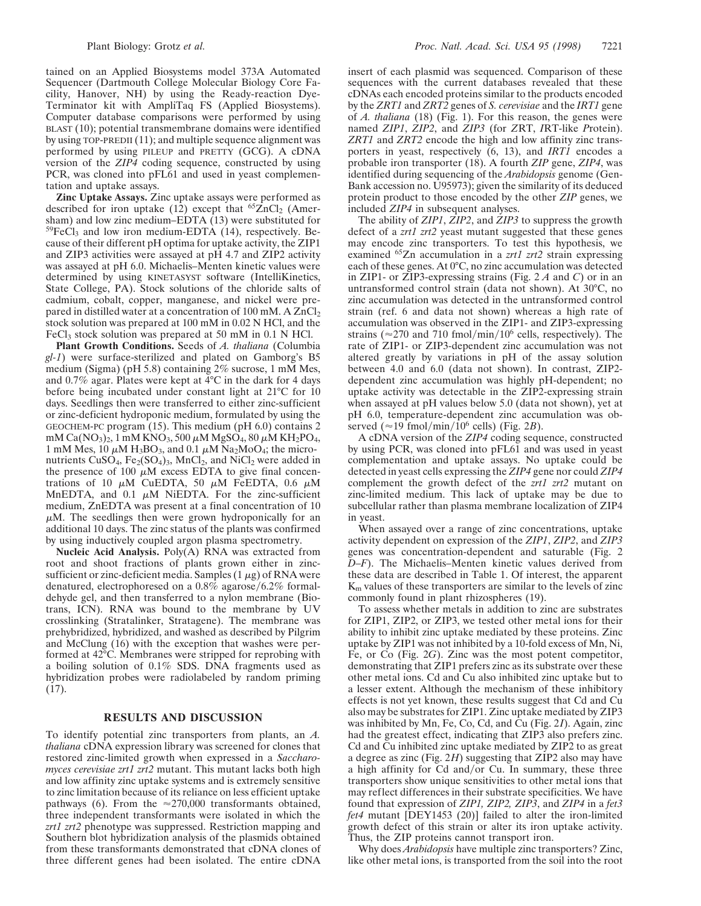tained on an Applied Biosystems model 373A Automated Sequencer (Dartmouth College Molecular Biology Core Facility, Hanover, NH) by using the Ready-reaction Dye-Terminator kit with AmpliTaq FS (Applied Biosystems). Computer database comparisons were performed by using BLAST (10); potential transmembrane domains were identified by using TOP-PREDII (11); and multiple sequence alignment was performed by using PILEUP and PRETTY (GCG). A cDNA version of the *ZIP4* coding sequence, constructed by using PCR, was cloned into pFL61 and used in yeast complementation and uptake assays.

**Zinc Uptake Assays.** Zinc uptake assays were performed as described for iron uptake (12) except that $^{65}ZnCl_2$ (Amersham) and low zinc medium–EDTA (13) were substituted for $^{59}FeCl_3$ and low iron medium-EDTA (14), respectively. Because of their different pH optima for uptake activity, the ZIP1 and ZIP3 activities were assayed at pH 4.7 and ZIP2 activity was assayed at pH 6.0. Michaelis–Menten kinetic values were determined by using KINETASYST software (IntelliKinetics, State College, PA). Stock solutions of the chloride salts of cadmium, cobalt, copper, manganese, and nickel were prepared in distilled water at a concentration of 100 mM. A $ZnCl_2$ stock solution was prepared at 100 mM in 0.02 N HCl, and the $FeCl_3$ stock solution was prepared at 50 mM in 0.1 N HCl.

**Plant Growth Conditions.** Seeds of *A. thaliana* (Columbia *gl-1*) were surface-sterilized and plated on Gamborg's B5 medium (Sigma) (pH 5.8) containing 2% sucrose, 1 mM Mes, and 0.7% agar. Plates were kept at 4°C in the dark for 4 days before being incubated under constant light at 21°C for 10 days. Seedlings then were transferred to either zinc-sufficient or zinc-deficient hydroponic medium, formulated by using the GEOCHEM-PC program (15). This medium (pH 6.0) contains 2 mM $Ca(NO_3)_2$, 1 mM $KNO_3$, 500 μM $MgSO_4$, 80 μM $KH_2PO_4$, 1 mM Mes, 10 μM $H_3BO_3$, and 0.1 μM $Na_2MoO_4$; the micronutrients $CuSO_4$, $Fe_2(SO_4)_3$, $MnCl_2$, and $NiCl_2$ were added in the presence of 100 μM excess EDTA to give final concentrations of 10 μM CuEDTA, 50 μM FeEDTA, 0.6 μM MnEDTA, and 0.1 μM NiEDTA. For the zinc-sufficient medium, ZnEDTA was present at a final concentration of 10 μM. The seedlings then were grown hydroponically for an additional 10 days. The zinc status of the plants was confirmed by using inductively coupled argon plasma spectrometry.

**Nucleic Acid Analysis.** Poly(A) RNA was extracted from root and shoot fractions of plants grown either in zinc-sufficient or zinc-deficient media. Samples (1 μg) of RNA were denatured, electrophoresed on a 0.8% agarose/6.2% formaldehyde gel, and then transferred to a nylon membrane (Biotrans, ICN). RNA was bound to the membrane by UV crosslinking (Stratalinker, Stratagene). The membrane was prehybridized, hybridized, and washed as described by Pilgrim and McClung (16) with the exception that washes were performed at 42°C. Membranes were stripped for reprobing with a boiling solution of 0.1% SDS. DNA fragments used as hybridization probes were radiolabeled by random priming (17).

## RESULTS AND DISCUSSION

To identify potential zinc transporters from plants, an *A. thaliana* cDNA expression library was screened for clones that restored zinc-limited growth when expressed in a *Saccharomyces cerevisiae zrt1 zrt2* mutant. This mutant lacks both high and low affinity zinc uptake systems and is extremely sensitive to zinc limitation because of its reliance on less efficient uptake pathways (6). From the ≈270,000 transformants obtained, three independent transformants were isolated in which the *zrt1 zrt2* phenotype was suppressed. Restriction mapping and Southern blot hybridization analysis of the plasmids obtained from these transformants demonstrated that cDNA clones of three different genes had been isolated. The entire cDNA insert of each plasmid was sequenced. Comparison of these sequences with the current databases revealed that these cDNAs each encoded proteins similar to the products encoded by the *ZRT1* and *ZRT2* genes of *S. cerevisiae* and the *IRT1* gene of *A. thaliana* (18) (Fig. 1). For this reason, the genes were named *ZIP1*, *ZIP2*, and *ZIP3* (for *Z*RT, *I*RT-like *P*rotein). *ZRT1* and *ZRT2* encode the high and low affinity zinc transporters in yeast, respectively (6, 13), and *IRT1* encodes a probable iron transporter (18). A fourth *ZIP* gene, *ZIP4*, was identified during sequencing of the *Arabidopsis* genome (GenBank accession no. U95973); given the similarity of its deduced protein product to those encoded by the other *ZIP* genes, we included *ZIP4* in subsequent analyses.

The ability of *ZIP1*, *ZIP2*, and *ZIP3* to suppress the growth defect of a *zrt1 zrt2* yeast mutant suggested that these genes may encode zinc transporters. To test this hypothesis, we examined $^{65}$Zn accumulation in a *zrt1 zrt2* strain expressing each of these genes. At 0°C, no zinc accumulation was detected in ZIP1- or ZIP3-expressing strains (Fig. 2 *A* and *C*) or in an untransformed control strain (data not shown). At 30°C, no zinc accumulation was detected in the untransformed control strain (ref. 6 and data not shown) whereas a high rate of accumulation was observed in the ZIP1- and ZIP3-expressing strains (≈270 and 710 fmol/min/$10^6$ cells, respectively). The rate of ZIP1- or ZIP3-dependent zinc accumulation was not altered greatly by variations in pH of the assay solution between 4.0 and 6.0 (data not shown). In contrast, ZIP2-dependent zinc accumulation was highly pH-dependent; no uptake activity was detectable in the ZIP2-expressing strain when assayed at pH values below 5.0 (data not shown), yet at pH 6.0, temperature-dependent zinc accumulation was observed (≈19 fmol/min/$10^6$ cells) (Fig. 2*B*).

A cDNA version of the *ZIP4* coding sequence, constructed by using PCR, was cloned into pFL61 and was used in yeast complementation and uptake assays. No uptake could be detected in yeast cells expressing the *ZIP4* gene nor could *ZIP4* complement the growth defect of the *zrt1 zrt2* mutant on zinc-limited medium. This lack of uptake may be due to subcellular rather than plasma membrane localization of ZIP4 in yeast.

When assayed over a range of zinc concentrations, uptake activity dependent on expression of the *ZIP1*, *ZIP2*, and *ZIP3* genes was concentration-dependent and saturable (Fig. 2 *D*–*F*). The Michaelis–Menten kinetic values derived from these data are described in Table 1. Of interest, the apparent $K_m$ values of these transporters are similar to the levels of zinc commonly found in plant rhizospheres (19).

To assess whether metals in addition to zinc are substrates for ZIP1, ZIP2, or ZIP3, we tested other metal ions for their ability to inhibit zinc uptake mediated by these proteins. Zinc uptake by ZIP1 was not inhibited by a 10-fold excess of Mn, Ni, Fe, or Co (Fig. 2*G*). Zinc was the most potent competitor, demonstrating that ZIP1 prefers zinc as its substrate over these other metal ions. Cd and Cu also inhibited zinc uptake but to a lesser extent. Although the mechanism of these inhibitory effects is not yet known, these results suggest that Cd and Cu also may be substrates for ZIP1. Zinc uptake mediated by ZIP3 was inhibited by Mn, Fe, Co, Cd, and Cu (Fig. 2*I*). Again, zinc had the greatest effect, indicating that ZIP3 also prefers zinc. Cd and Cu inhibited zinc uptake mediated by ZIP2 to as great a degree as zinc (Fig. 2*H*) suggesting that ZIP2 also may have a high affinity for Cd and/or Cu. In summary, these three transporters show unique sensitivities to other metal ions that may reflect differences in their substrate specificities. We have found that expression of *ZIP1, ZIP2, ZIP3*, and *ZIP4* in a *fet3 fet4* mutant [DEY1453 (20)] failed to alter the iron-limited growth defect of this strain or alter its iron uptake activity. Thus, the ZIP proteins cannot transport iron.

Why does *Arabidopsis* have multiple zinc transporters? Zinc, like other metal ions, is transported from the soil into the root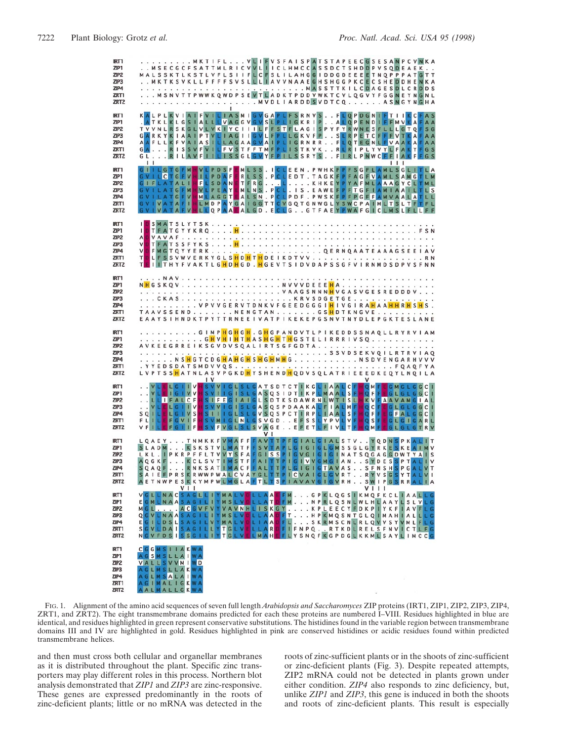FIG. 1. Alignment of the amino acid sequences of seven full length *Arabidopsis and Saccharomyces* ZIP proteins (IRT1, ZIP1, ZIP2, ZIP3, ZIP4, ZRT1, and ZRT2). The eight transmembrane domains predicted for each these proteins are numbered I–VIII. Residues highlighted in blue are identical, and residues highlighted in green represent conservative substitutions. The histidines found in the variable region between transmembrane domains III and IV are highlighted in gold. Residues highlighted in pink are conserved histidines or acidic residues found within predicted transmembrane helices.

and then must cross both cellular and organellar membranes as it is distributed throughout the plant. Specific zinc transporters may play different roles in this process. Northern blot analysis demonstrated that *ZIP1* and *ZIP3* are zinc-responsive. These genes are expressed predominantly in the roots of zinc-deficient plants; little or no mRNA was detected in the roots of zinc-sufficient plants or in the shoots of zinc-sufficient or zinc-deficient plants (Fig. 3). Despite repeated attempts, ZIP2 mRNA could not be detected in plants grown under either condition. *ZIP4* also responds to zinc deficiency, but, unlike *ZIP1* and *ZIP3*, this gene is induced in both the shoots and roots of zinc-deficient plants. This result is especially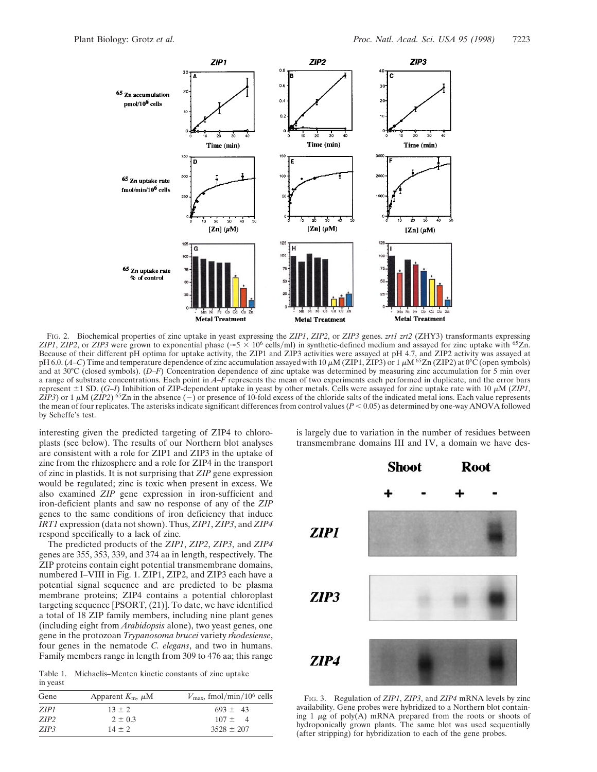FIG. 2. Biochemical properties of zinc uptake in yeast expressing the *ZIP1*, *ZIP2*, or *ZIP3* genes. *zrt1 zrt2* (ZHY3) transformants expressing *ZIP1*, *ZIP2*, or *ZIP3* were grown to exponential phase ($\approx 5 \times 10^6$ cells/ml) in synthetic-defined medium and assayed for zinc uptake with $^{65}$Zn. Because of their different pH optima for uptake activity, the ZIP1 and ZIP3 activities were assayed at pH 4.7, and ZIP2 activity was assayed at pH 6.0. (*A–C*) Time and temperature dependence of zinc accumulation assayed with 10 $\mu$M (ZIP1, ZIP3) or 1 $\mu$M $^{65}$Zn (ZIP2) at 0°C (open symbols) and at 30°C (closed symbols). (*D–F*) Concentration dependence of zinc uptake was determined by measuring zinc accumulation for 5 min over a range of substrate concentrations. Each point in *A–F* represents the mean of two experiments each performed in duplicate, and the error bars represent ±1 SD. (*G–I*) Inhibition of ZIP-dependent uptake in yeast by other metals. Cells were assayed for zinc uptake rate with 10 $\mu$M (*ZIP1*, *ZIP3*) or 1 $\mu$M (*ZIP2*) $^{65}$Zn in the absence (−) or presence of 10-fold excess of the chloride salts of the indicated metal ions. Each value represents the mean of four replicates. The asterisks indicate significant differences from control values ($P < 0.05$) as determined by one-way ANOVA followed by Scheffe's test.

interesting given the predicted targeting of ZIP4 to chloroplasts (see below). The results of our Northern blot analyses are consistent with a role for ZIP1 and ZIP3 in the uptake of zinc from the rhizosphere and a role for ZIP4 in the transport of zinc in plastids. It is not surprising that *ZIP* gene expression would be regulated; zinc is toxic when present in excess. We also examined *ZIP* gene expression in iron-sufficient and iron-deficient plants and saw no response of any of the *ZIP* genes to the same conditions of iron deficiency that induce *IRT1* expression (data not shown). Thus, *ZIP1*, *ZIP3*, and *ZIP4* respond specifically to a lack of zinc.

The predicted products of the *ZIP1*, *ZIP2*, *ZIP3*, and *ZIP4* genes are 355, 353, 339, and 374 aa in length, respectively. The ZIP proteins contain eight potential transmembrane domains, numbered I–VIII in Fig. 1. ZIP1, ZIP2, and ZIP3 each have a potential signal sequence and are predicted to be plasma membrane proteins; ZIP4 contains a potential chloroplast targeting sequence [PSORT, (21)]. To date, we have identified a total of 18 ZIP family members, including nine plant genes (including eight from *Arabidopsis* alone), two yeast genes, one gene in the protozoan *Trypanosoma brucei* variety *rhodesiense*, four genes in the nematode *C. elegans*, and two in humans. Family members range in length from 309 to 476 aa; this range is largely due to variation in the number of residues between transmembrane domains III and IV, a domain we have des-

Table 1. Michaelis–Menten kinetic constants of zinc uptake in yeast

| Gene | Apparent $K_m$, $\mu$M | $V_{max}$, fmol/min/$10^6$ cells |
|---|---|---|
| *ZIP1* | 13 ± 2 | 693 ± 43 |
| *ZIP2* | 2 ± 0.3 | 107 ± 4 |
| *ZIP3* | 14 ± 2 | 3528 ± 207 |

FIG. 3. Regulation of *ZIP1*, *ZIP3*, and *ZIP4* mRNA levels by zinc availability. Gene probes were hybridized to a Northern blot containing 1 $\mu$g of poly(A) mRNA prepared from the roots or shoots of hydroponically grown plants. The same blot was used sequentially (after stripping) for hybridization to each of the gene probes.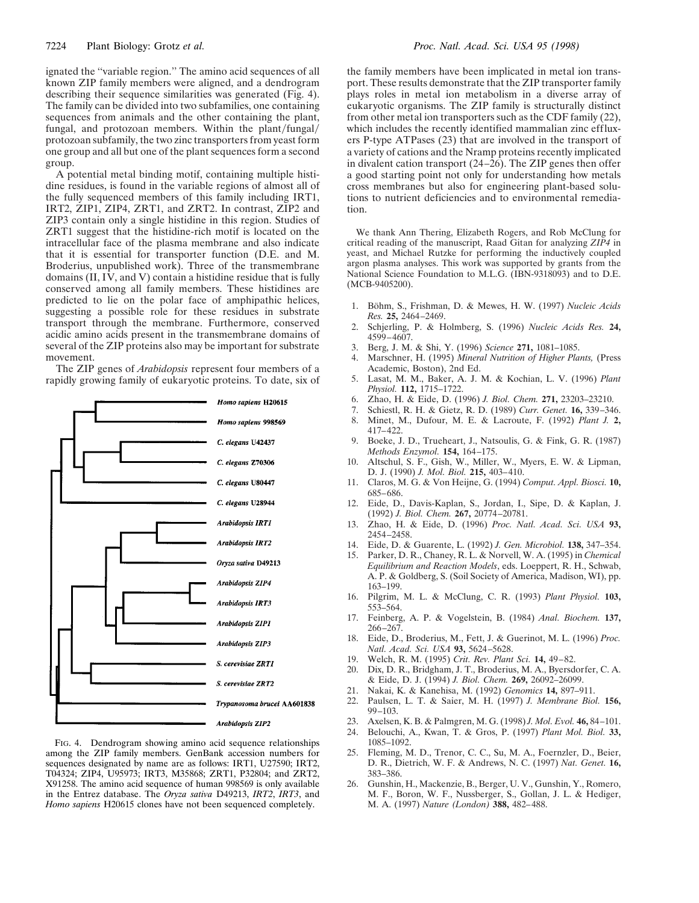ignated the "variable region." The amino acid sequences of all known ZIP family members were aligned, and a dendrogram describing their sequence similarities was generated (Fig. 4). The family can be divided into two subfamilies, one containing sequences from animals and the other containing the plant, fungal, and protozoan members. Within the plant/fungal/protozoan subfamily, the two zinc transporters from yeast form one group and all but one of the plant sequences form a second group.

A potential metal binding motif, containing multiple histidine residues, is found in the variable regions of almost all of the fully sequenced members of this family including IRT1, IRT2, ZIP1, ZIP4, ZRT1, and ZRT2. In contrast, ZIP2 and ZIP3 contain only a single histidine in this region. Studies of ZRT1 suggest that the histidine-rich motif is located on the intracellular face of the plasma membrane and also indicate that it is essential for transporter function (D.E. and M. Broderius, unpublished work). Three of the transmembrane domains (II, IV, and V) contain a histidine residue that is fully conserved among all family members. These histidines are predicted to lie on the polar face of amphipathic helices, suggesting a possible role for these residues in substrate transport through the membrane. Furthermore, conserved acidic amino acids present in the transmembrane domains of several of the ZIP proteins also may be important for substrate movement.

The ZIP genes of *Arabidopsis* represent four members of a rapidly growing family of eukaryotic proteins. To date, six of the family members have been implicated in metal ion transport. These results demonstrate that the ZIP transporter family plays roles in metal ion metabolism in a diverse array of eukaryotic organisms. The ZIP family is structurally distinct from other metal ion transporters such as the CDF family (22), which includes the recently identified mammalian zinc effluxers P-type ATPases (23) that are involved in the transport of a variety of cations and the Nramp proteins recently implicated in divalent cation transport (24–26). The ZIP genes then offer a good starting point not only for understanding how metals cross membranes but also for engineering plant-based solutions to nutrient deficiencies and to environmental remediation.

*Homo sapiens* H20615
*Homo sapiens* 998569
*C. elegans* U42437
*C. elegans* Z70306
*C. elegans* U80447
*C. elegans* U28944
*Arabidopsis IRT1*
*Arabidopsis IRT2*
*Oryza sativa* D49213
*Arabidopsis ZIP4*
*Arabidopsis IRT3*
*Arabidopsis ZIP1*
*Arabidopsis ZIP3*
*S. cerevisiae ZRT1*
*S. cerevisiae ZRT2*
*Trypanosoma brucei* AA601838
*Arabidopsis ZIP2*

FIG. 4. Dendrogram showing amino acid sequence relationships among the ZIP family members. GenBank accession numbers for sequences designated by name are as follows: IRT1, U27590; IRT2, T04324; ZIP4, U95973; IRT3, M35868; ZRT1, P32804; and ZRT2, X91258. The amino acid sequence of human 998569 is only available in the Entrez database. The *Oryza sativa* D49213, *IRT2*, *IRT3*, and *Homo sapiens* H20615 clones have not been sequenced completely.

We thank Ann Thering, Elizabeth Rogers, and Rob McClung for critical reading of the manuscript, Raad Gitan for analyzing *ZIP4* in yeast, and Michael Rutzke for performing the inductively coupled argon plasma analyses. This work was supported by grants from the National Science Foundation to M.L.G. (IBN-9318093) and to D.E. (MCB-9405200).

1. Böhm, S., Frishman, D. & Mewes, H. W. (1997) *Nucleic Acids Res.* **25,** 2464–2469.
2. Schjerling, P. & Holmberg, S. (1996) *Nucleic Acids Res.* **24,** 4599–4607.
3. Berg, J. M. & Shi, Y. (1996) *Science* **271,** 1081–1085.
4. Marschner, H. (1995) *Mineral Nutrition of Higher Plants,* (Press Academic, Boston), 2nd Ed.
5. Lasat, M. M., Baker, A. J. M. & Kochian, L. V. (1996) *Plant Physiol.* **112,** 1715–1722.
6. Zhao, H. & Eide, D. (1996) *J. Biol. Chem.* **271,** 23203–23210.
7. Schiestl, R. H. & Gietz, R. D. (1989) *Curr. Genet.* **16,** 339–346.
8. Minet, M., Dufour, M. E. & Lacroute, F. (1992) *Plant J.* **2,** 417–422.
9. Boeke, J. D., Trueheart, J., Natsoulis, G. & Fink, G. R. (1987) *Methods Enzymol.* **154,** 164–175.
10. Altschul, S. F., Gish, W., Miller, W., Myers, E. W. & Lipman, D. J. (1990) *J. Mol. Biol.* **215,** 403–410.
11. Claros, M. G. & Von Heijne, G. (1994) *Comput. Appl. Biosci.* **10,** 685–686.
12. Eide, D., Davis-Kaplan, S., Jordan, I., Sipe, D. & Kaplan, J. (1992) *J. Biol. Chem.* **267,** 20774–20781.
13. Zhao, H. & Eide, D. (1996) *Proc. Natl. Acad. Sci. USA* **93,** 2454–2458.
14. Eide, D. & Guarente, L. (1992) *J. Gen. Microbiol.* **138,** 347–354.
15. Parker, D. R., Chaney, R. L. & Norvell, W. A. (1995) in *Chemical Equilibrium and Reaction Models*, eds. Loeppert, R. H., Schwab, A. P. & Goldberg, S. (Soil Society of America, Madison, WI), pp. 163–199.
16. Pilgrim, M. L. & McClung, C. R. (1993) *Plant Physiol.* **103,** 553–564.
17. Feinberg, A. P. & Vogelstein, B. (1984) *Anal. Biochem.* **137,** 266–267.
18. Eide, D., Broderius, M., Fett, J. & Guerinot, M. L. (1996) *Proc. Natl. Acad. Sci. USA* **93,** 5624–5628.
19. Welch, R. M. (1995) *Crit. Rev. Plant Sci.* **14,** 49–82.
20. Dix, D. R., Bridgham, J. T., Broderius, M. A., Byersdorfer, C. A. & Eide, D. J. (1994) *J. Biol. Chem.* **269,** 26092–26099.
21. Nakai, K. & Kanehisa, M. (1992) *Genomics* **14,** 897–911.
22. Paulsen, L. T. & Saier, M. H. (1997) *J. Membrane Biol.* **156,** 99–103.
23. Axelsen, K. B. & Palmgren, M. G. (1998) *J. Mol. Evol.* **46,** 84–101.
24. Belouchi, A., Kwan, T. & Gros, P. (1997) *Plant Mol. Biol.* **33,** 1085–1092.
25. Fleming, M. D., Trenor, C. C., Su, M. A., Foernzler, D., Beier, D. R., Dietrich, W. F. & Andrews, N. C. (1997) *Nat. Genet.* **16,** 383–386.
26. Gunshin, H., Mackenzie, B., Berger, U. V., Gunshin, Y., Romero, M. F., Boron, W. F., Nussberger, S., Gollan, J. L. & Hediger, M. A. (1997) *Nature (London)* **388,** 482–488.